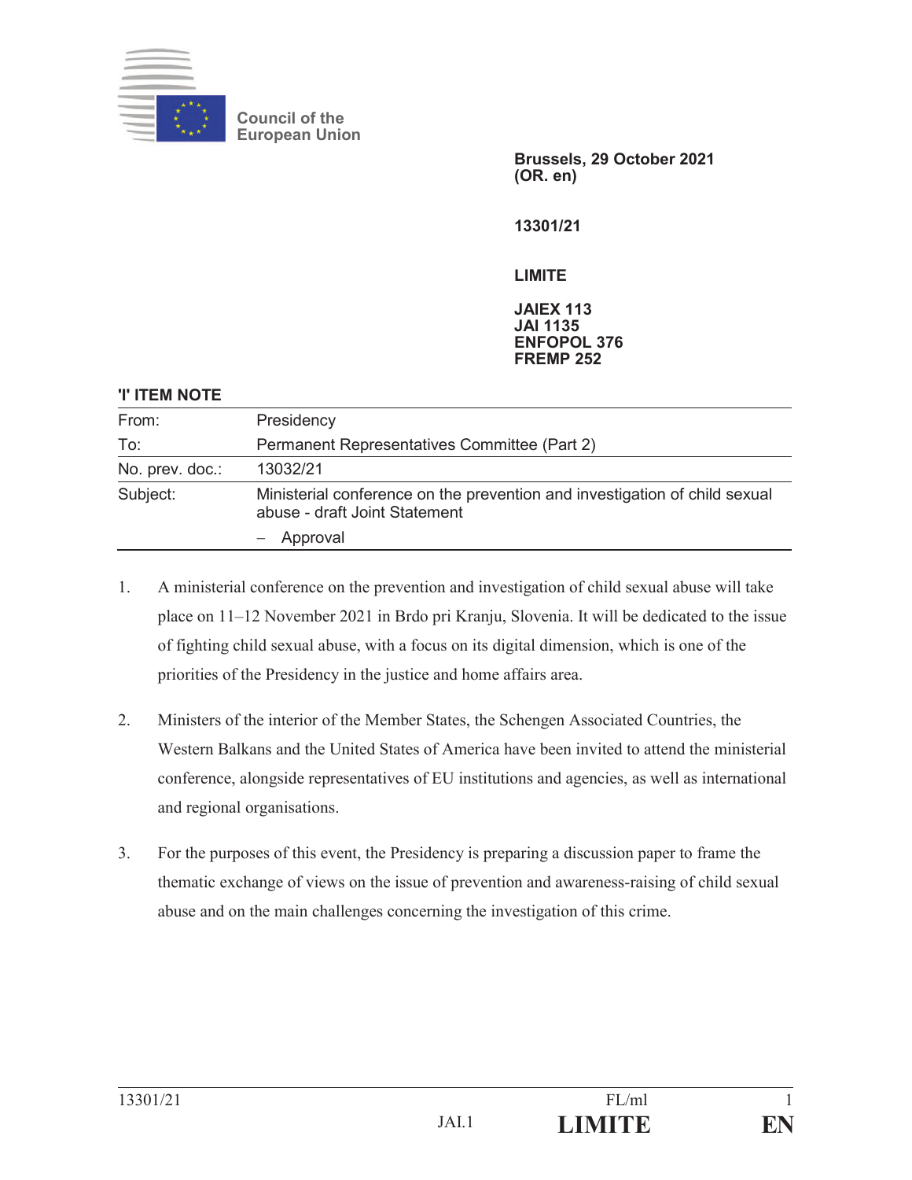Council of the
European Union

**Brussels, 29 October 2021**
**(OR. en)**

**13301/21**

**LIMITE**

**JAIEX 113**
**JAI 1135**
**ENFOPOL 376**
**FREMP 252**

**'I' ITEM NOTE**

| | |
|---|---|
| From: | Presidency |
| To: | Permanent Representatives Committee (Part 2) |
| No. prev. doc.: | 13032/21 |
| Subject: | Ministerial conference on the prevention and investigation of child sexual abuse - draft Joint Statement<br>– Approval |

1. A ministerial conference on the prevention and investigation of child sexual abuse will take place on 11–12 November 2021 in Brdo pri Kranju, Slovenia. It will be dedicated to the issue of fighting child sexual abuse, with a focus on its digital dimension, which is one of the priorities of the Presidency in the justice and home affairs area.

2. Ministers of the interior of the Member States, the Schengen Associated Countries, the Western Balkans and the United States of America have been invited to attend the ministerial conference, alongside representatives of EU institutions and agencies, as well as international and regional organisations.

3. For the purposes of this event, the Presidency is preparing a discussion paper to frame the thematic exchange of views on the issue of prevention and awareness-raising of child sexual abuse and on the main challenges concerning the investigation of this crime.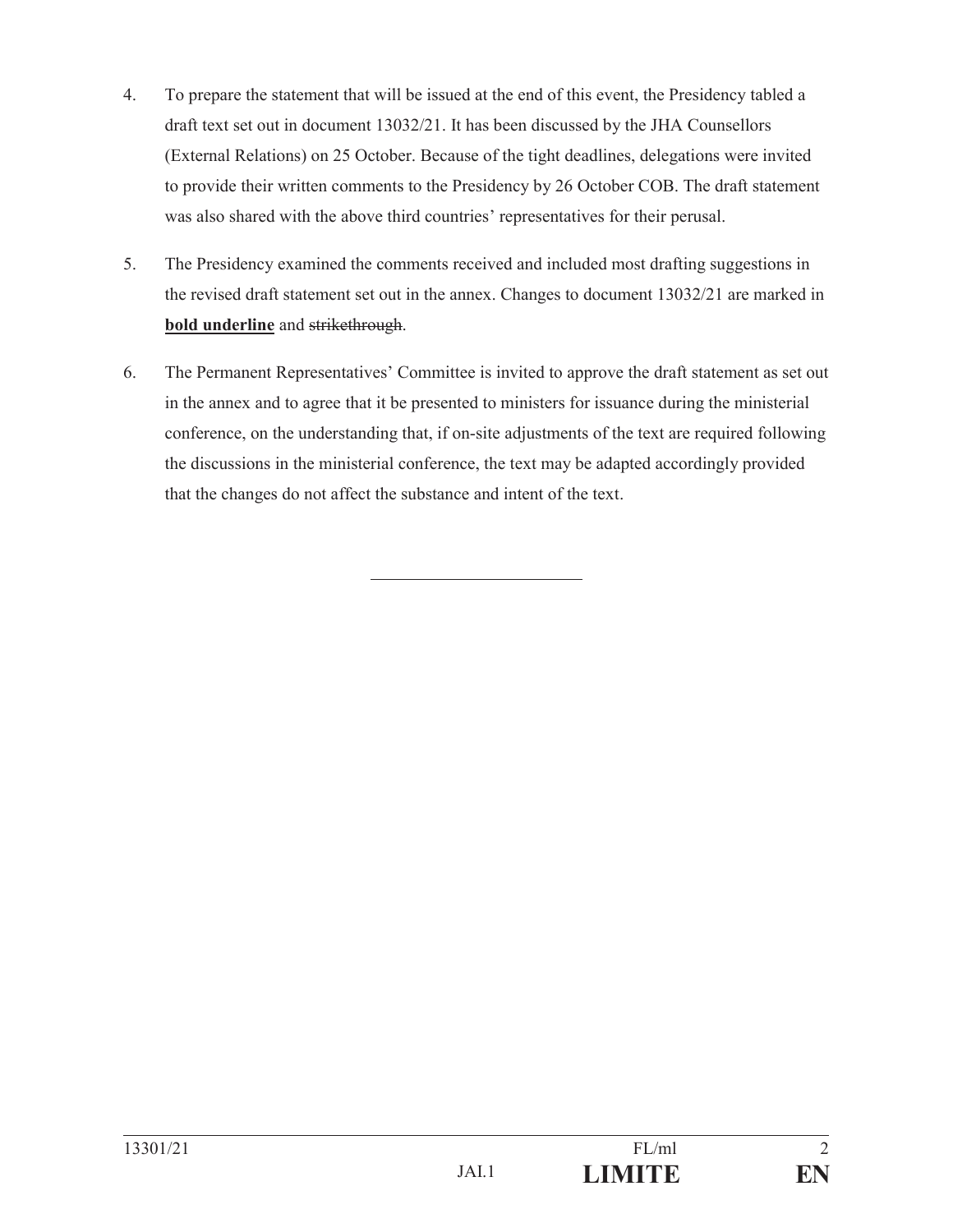4. To prepare the statement that will be issued at the end of this event, the Presidency tabled a draft text set out in document 13032/21. It has been discussed by the JHA Counsellors (External Relations) on 25 October. Because of the tight deadlines, delegations were invited to provide their written comments to the Presidency by 26 October COB. The draft statement was also shared with the above third countries' representatives for their perusal.

5. The Presidency examined the comments received and included most drafting suggestions in the revised draft statement set out in the annex. Changes to document 13032/21 are marked in **<u>bold underline</u>** and ~~strikethrough~~.

6. The Permanent Representatives' Committee is invited to approve the draft statement as set out in the annex and to agree that it be presented to ministers for issuance during the ministerial conference, on the understanding that, if on-site adjustments of the text are required following the discussions in the ministerial conference, the text may be adapted accordingly provided that the changes do not affect the substance and intent of the text.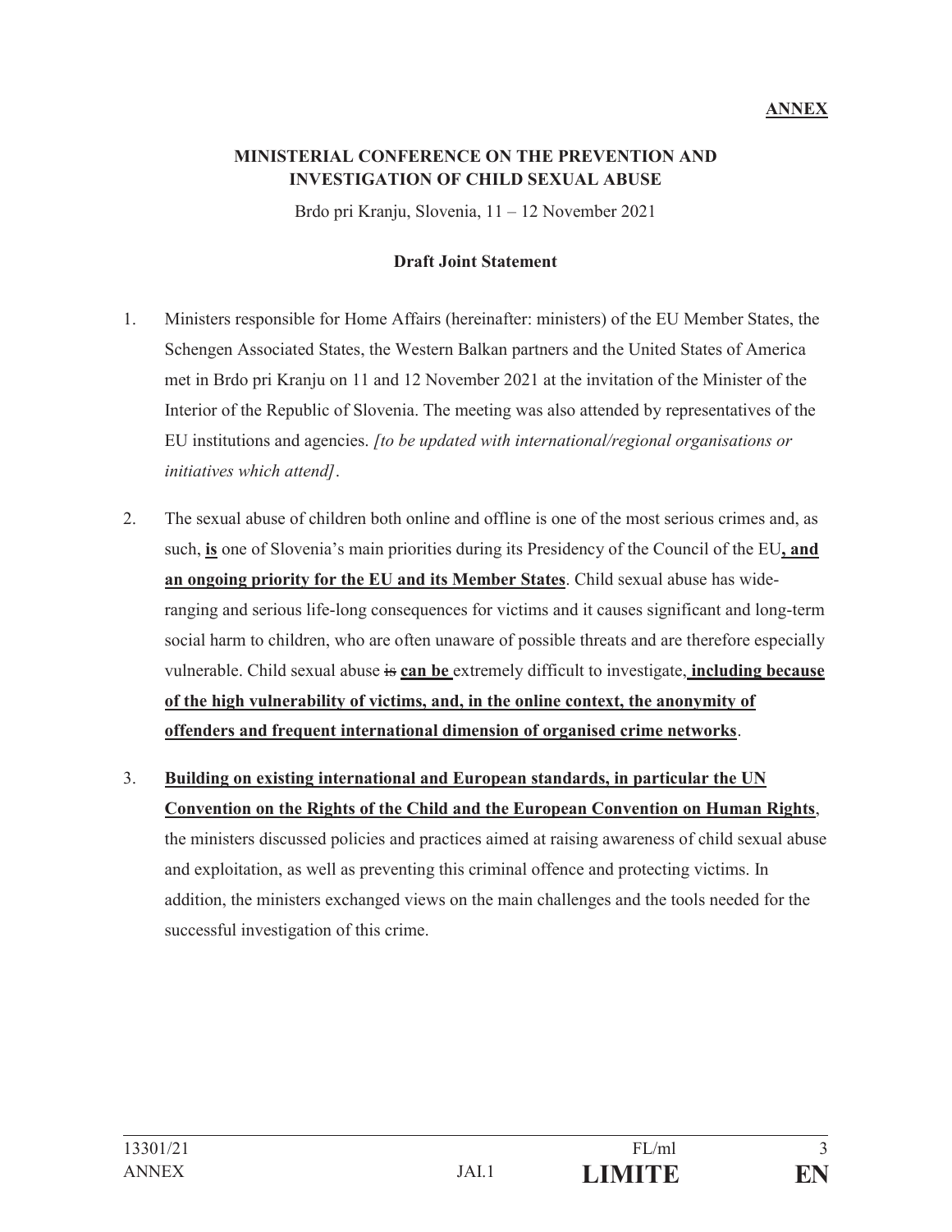**ANNEX**

**MINISTERIAL CONFERENCE ON THE PREVENTION AND INVESTIGATION OF CHILD SEXUAL ABUSE**

Brdo pri Kranju, Slovenia, 11 – 12 November 2021

**Draft Joint Statement**

1. Ministers responsible for Home Affairs (hereinafter: ministers) of the EU Member States, the Schengen Associated States, the Western Balkan partners and the United States of America met in Brdo pri Kranju on 11 and 12 November 2021 at the invitation of the Minister of the Interior of the Republic of Slovenia. The meeting was also attended by representatives of the EU institutions and agencies. *[to be updated with international/regional organisations or initiatives which attend]*.

2. The sexual abuse of children both online and offline is one of the most serious crimes and, as such, **is** one of Slovenia's main priorities during its Presidency of the Council of the EU**, and an ongoing priority for the EU and its Member States**. Child sexual abuse has wide-ranging and serious life-long consequences for victims and it causes significant and long-term social harm to children, who are often unaware of possible threats and are therefore especially vulnerable. Child sexual abuse ~~is~~ **can be** extremely difficult to investigate**, including because of the high vulnerability of victims, and, in the online context, the anonymity of offenders and frequent international dimension of organised crime networks**.

3. **Building on existing international and European standards, in particular the UN Convention on the Rights of the Child and the European Convention on Human Rights**, the ministers discussed policies and practices aimed at raising awareness of child sexual abuse and exploitation, as well as preventing this criminal offence and protecting victims. In addition, the ministers exchanged views on the main challenges and the tools needed for the successful investigation of this crime.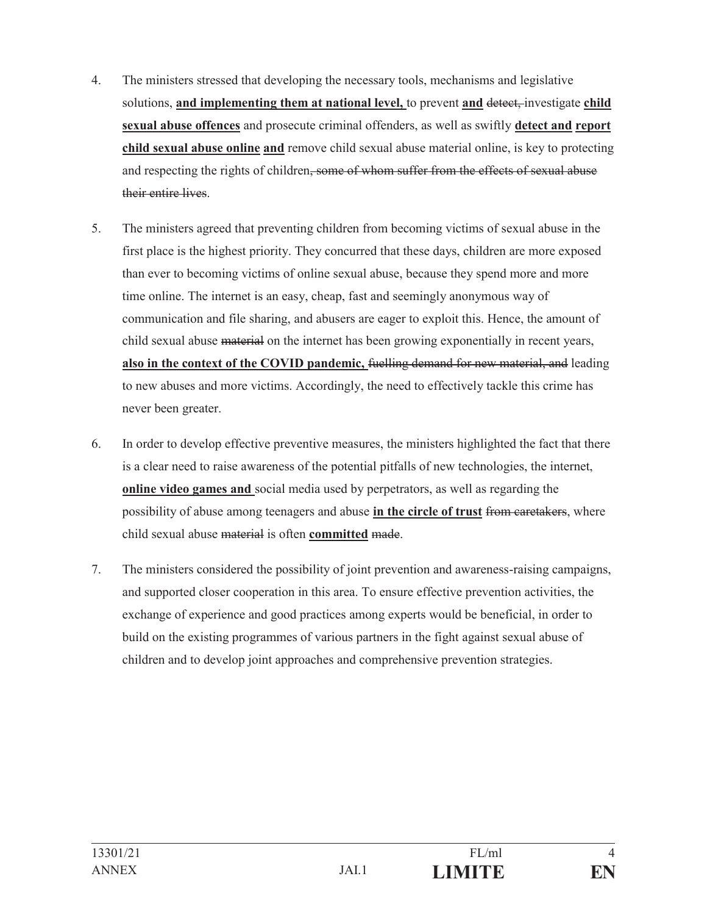4. The ministers stressed that developing the necessary tools, mechanisms and legislative solutions, **<u>and implementing them at national level,</u>** to prevent **<u>and</u>** ~~detect,~~ investigate **<u>child sexual abuse offences</u>** and prosecute criminal offenders, as well as swiftly **<u>detect and</u>** **<u>report child sexual abuse online</u>** **<u>and</u>** remove child sexual abuse material online, is key to protecting and respecting the rights of children~~, some of whom suffer from the effects of sexual abuse their entire lives~~.

5. The ministers agreed that preventing children from becoming victims of sexual abuse in the first place is the highest priority. They concurred that these days, children are more exposed than ever to becoming victims of online sexual abuse, because they spend more and more time online. The internet is an easy, cheap, fast and seemingly anonymous way of communication and file sharing, and abusers are eager to exploit this. Hence, the amount of child sexual abuse ~~material~~ on the internet has been growing exponentially in recent years, **<u>also in the context of the COVID pandemic,</u>** ~~fuelling demand for new material, and~~ leading to new abuses and more victims. Accordingly, the need to effectively tackle this crime has never been greater.

6. In order to develop effective preventive measures, the ministers highlighted the fact that there is a clear need to raise awareness of the potential pitfalls of new technologies, the internet, **<u>online video games and</u>** social media used by perpetrators, as well as regarding the possibility of abuse among teenagers and abuse **<u>in the circle of trust</u>** ~~from caretakers~~, where child sexual abuse ~~material~~ is often **<u>committed</u>** ~~made~~.

7. The ministers considered the possibility of joint prevention and awareness-raising campaigns, and supported closer cooperation in this area. To ensure effective prevention activities, the exchange of experience and good practices among experts would be beneficial, in order to build on the existing programmes of various partners in the fight against sexual abuse of children and to develop joint approaches and comprehensive prevention strategies.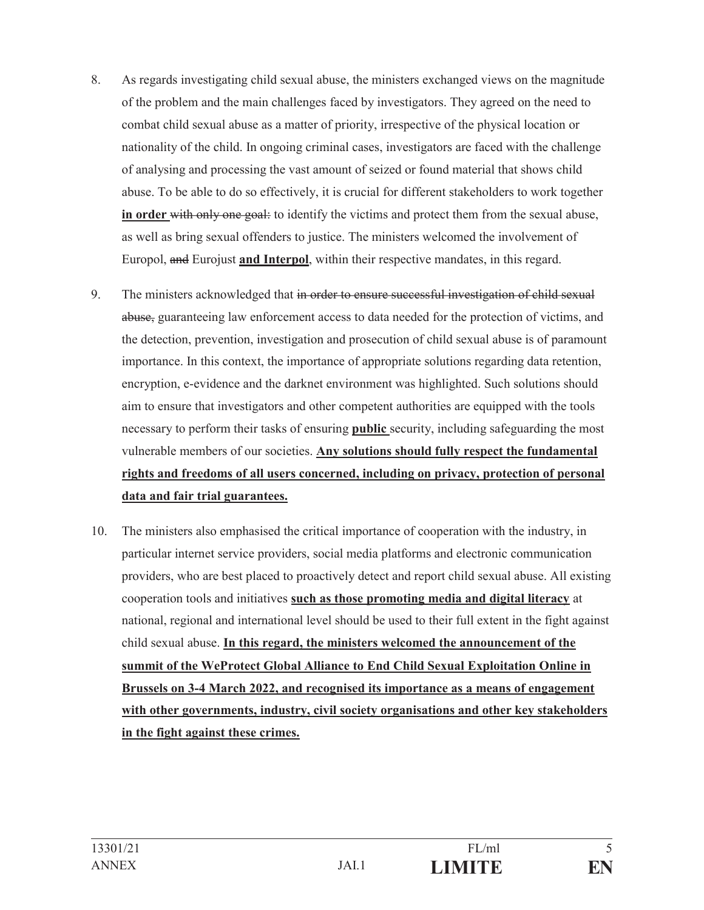8. As regards investigating child sexual abuse, the ministers exchanged views on the magnitude of the problem and the main challenges faced by investigators. They agreed on the need to combat child sexual abuse as a matter of priority, irrespective of the physical location or nationality of the child. In ongoing criminal cases, investigators are faced with the challenge of analysing and processing the vast amount of seized or found material that shows child abuse. To be able to do so effectively, it is crucial for different stakeholders to work together **in order** ~~with only one goal:~~ to identify the victims and protect them from the sexual abuse, as well as bring sexual offenders to justice. The ministers welcomed the involvement of Europol, ~~and~~ Eurojust **and Interpol**, within their respective mandates, in this regard.

9. The ministers acknowledged that ~~in order to ensure successful investigation of child sexual abuse,~~ guaranteeing law enforcement access to data needed for the protection of victims, and the detection, prevention, investigation and prosecution of child sexual abuse is of paramount importance. In this context, the importance of appropriate solutions regarding data retention, encryption, e-evidence and the darknet environment was highlighted. Such solutions should aim to ensure that investigators and other competent authorities are equipped with the tools necessary to perform their tasks of ensuring **public** security, including safeguarding the most vulnerable members of our societies. **Any solutions should fully respect the fundamental rights and freedoms of all users concerned, including on privacy, protection of personal data and fair trial guarantees.**

10. The ministers also emphasised the critical importance of cooperation with the industry, in particular internet service providers, social media platforms and electronic communication providers, who are best placed to proactively detect and report child sexual abuse. All existing cooperation tools and initiatives **such as those promoting media and digital literacy** at national, regional and international level should be used to their full extent in the fight against child sexual abuse. **In this regard, the ministers welcomed the announcement of the summit of the WeProtect Global Alliance to End Child Sexual Exploitation Online in Brussels on 3-4 March 2022, and recognised its importance as a means of engagement with other governments, industry, civil society organisations and other key stakeholders in the fight against these crimes.**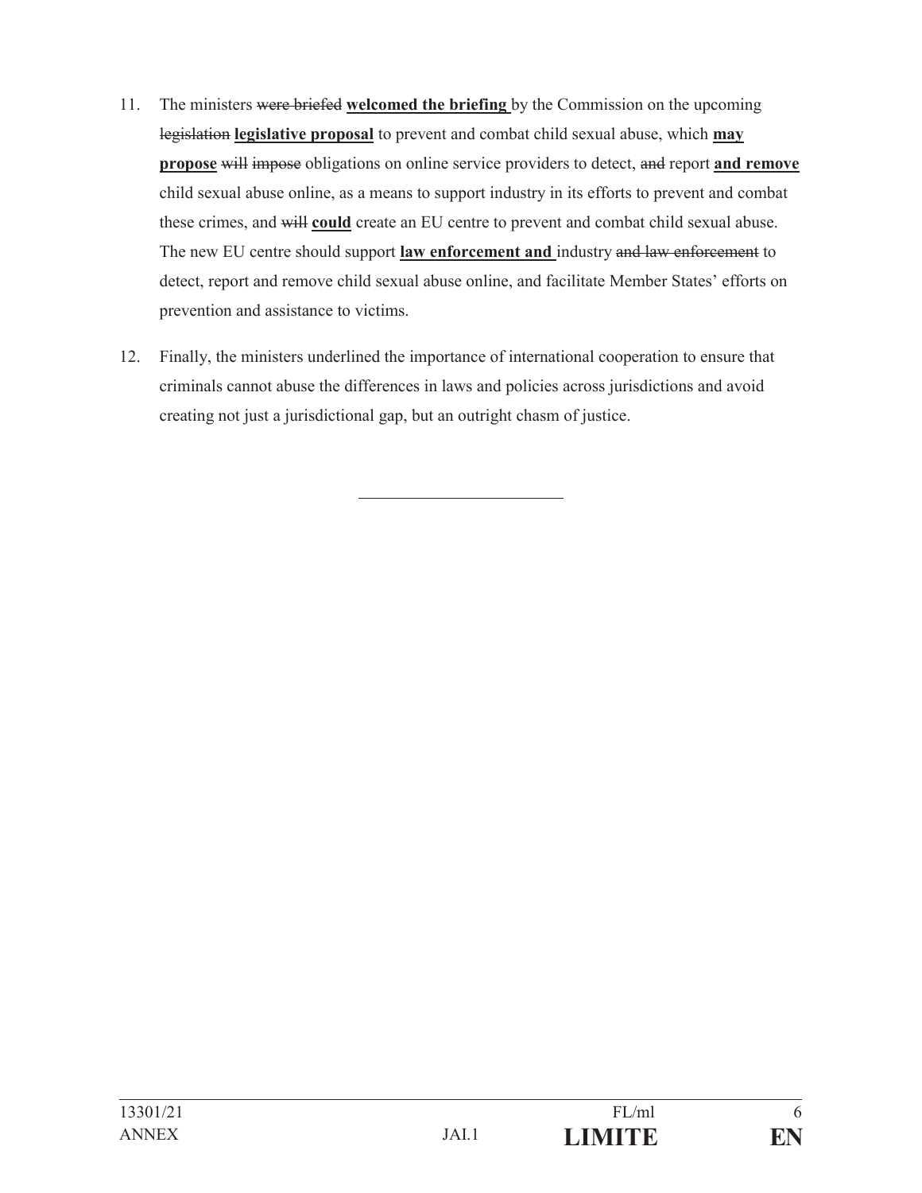11. The ministers ~~were briefed~~ **welcomed the briefing** by the Commission on the upcoming ~~legislation~~ **legislative proposal** to prevent and combat child sexual abuse, which **may propose** ~~will~~ ~~impose~~ obligations on online service providers to detect, ~~and~~ report **and remove** child sexual abuse online, as a means to support industry in its efforts to prevent and combat these crimes, and ~~will~~ **could** create an EU centre to prevent and combat child sexual abuse. The new EU centre should support **law enforcement and** industry ~~and law enforcement~~ to detect, report and remove child sexual abuse online, and facilitate Member States' efforts on prevention and assistance to victims.

12. Finally, the ministers underlined the importance of international cooperation to ensure that criminals cannot abuse the differences in laws and policies across jurisdictions and avoid creating not just a jurisdictional gap, but an outright chasm of justice.

---